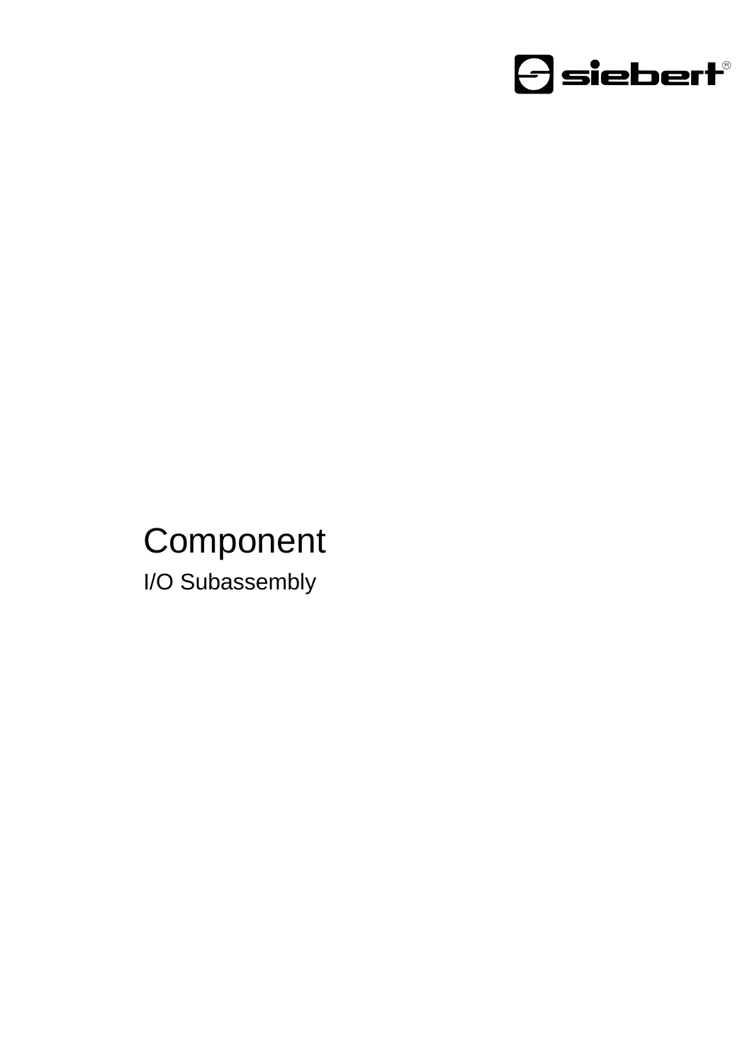# Component

I/O Subassembly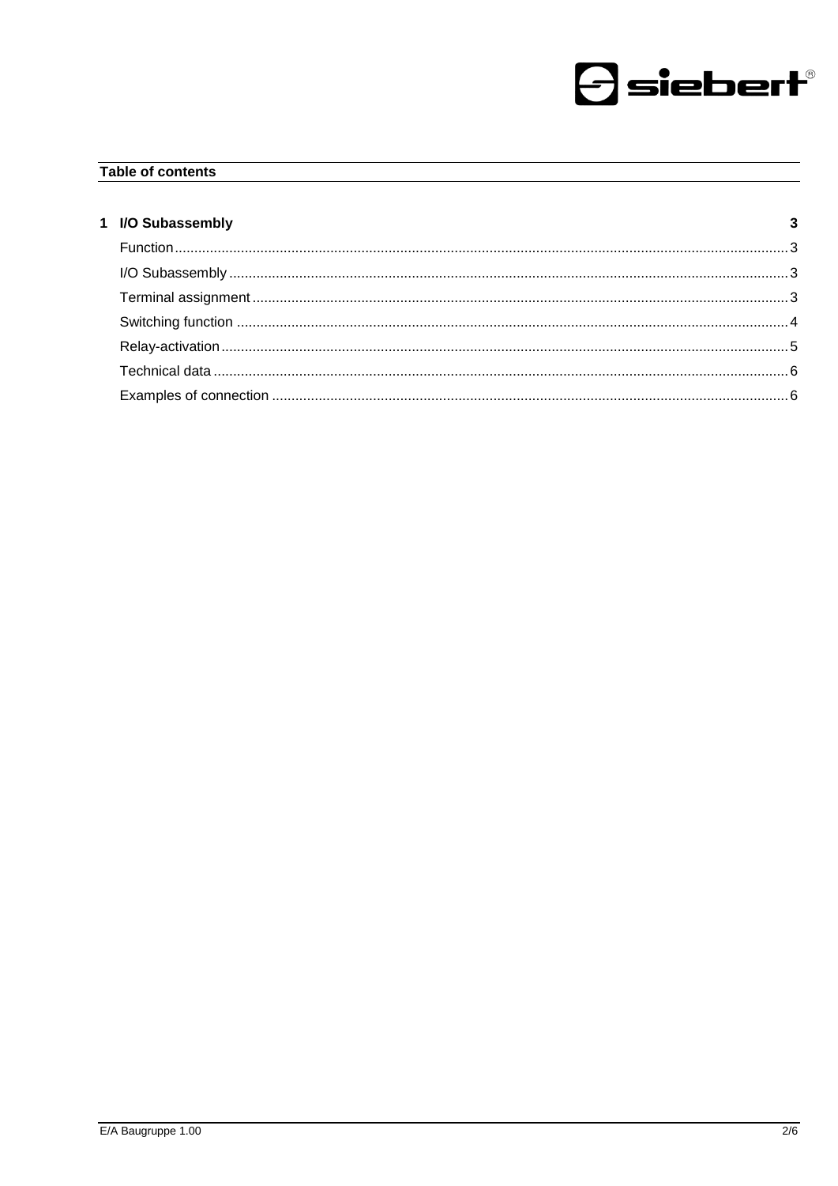**Table of contents**

| | |
|---|---|
| **1 I/O Subassembly** | **3** |
| Function | 3 |
| I/O Subassembly | 3 |
| Terminal assignment | 3 |
| Switching function | 4 |
| Relay-activation | 5 |
| Technical data | 6 |
| Examples of connection | 6 |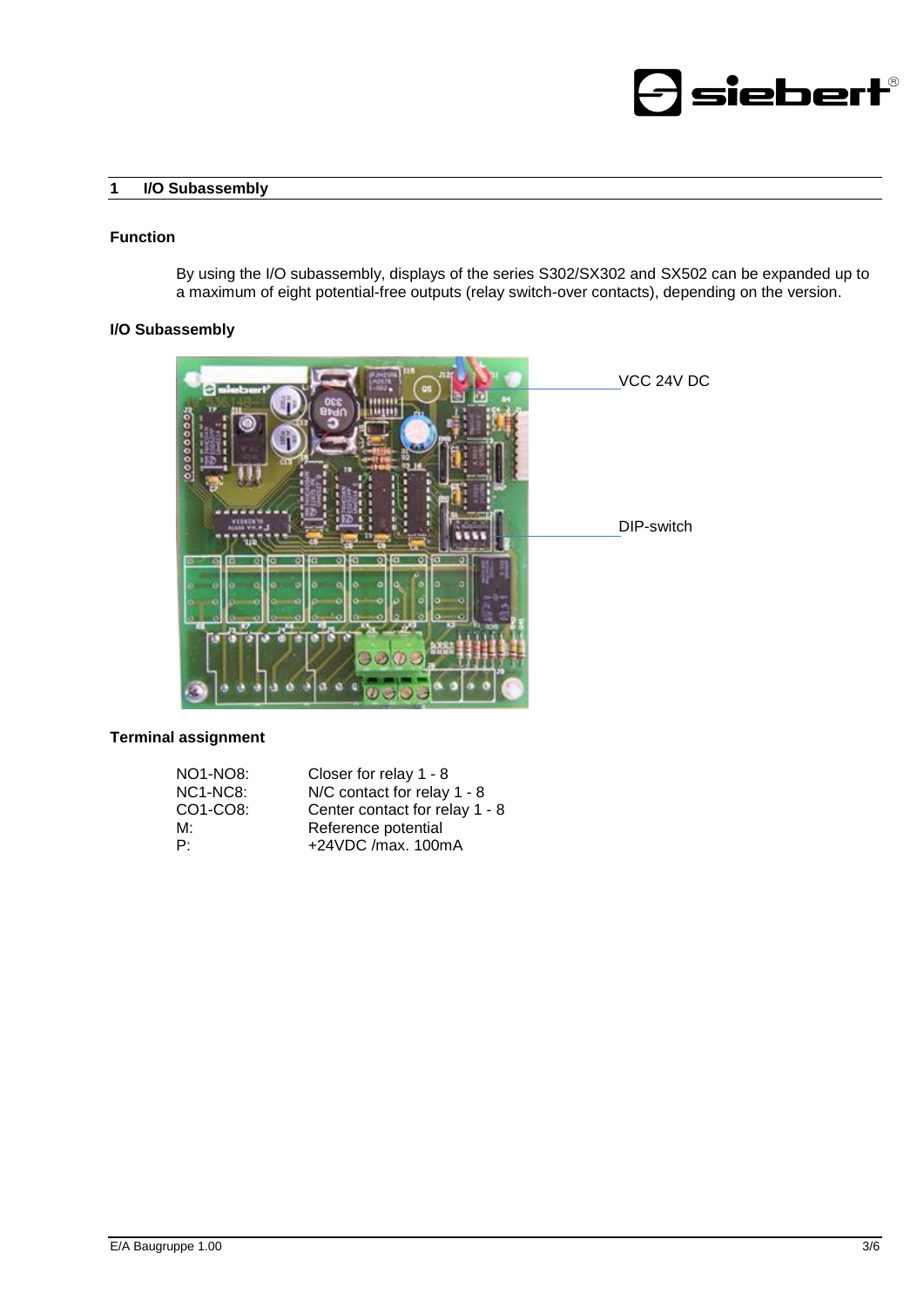# 1 I/O Subassembly

### Function

By using the I/O subassembly, displays of the series S302/SX302 and SX502 can be expanded up to a maximum of eight potential-free outputs (relay switch-over contacts), depending on the version.

### I/O Subassembly

VCC 24V DC

DIP-switch

### Terminal assignment

| | |
|---|---|
| NO1-NO8: | Closer for relay 1 - 8 |
| NC1-NC8: | N/C contact for relay 1 - 8 |
| CO1-CO8: | Center contact for relay 1 - 8 |
| M: | Reference potential |
| P: | +24VDC /max. 100mA |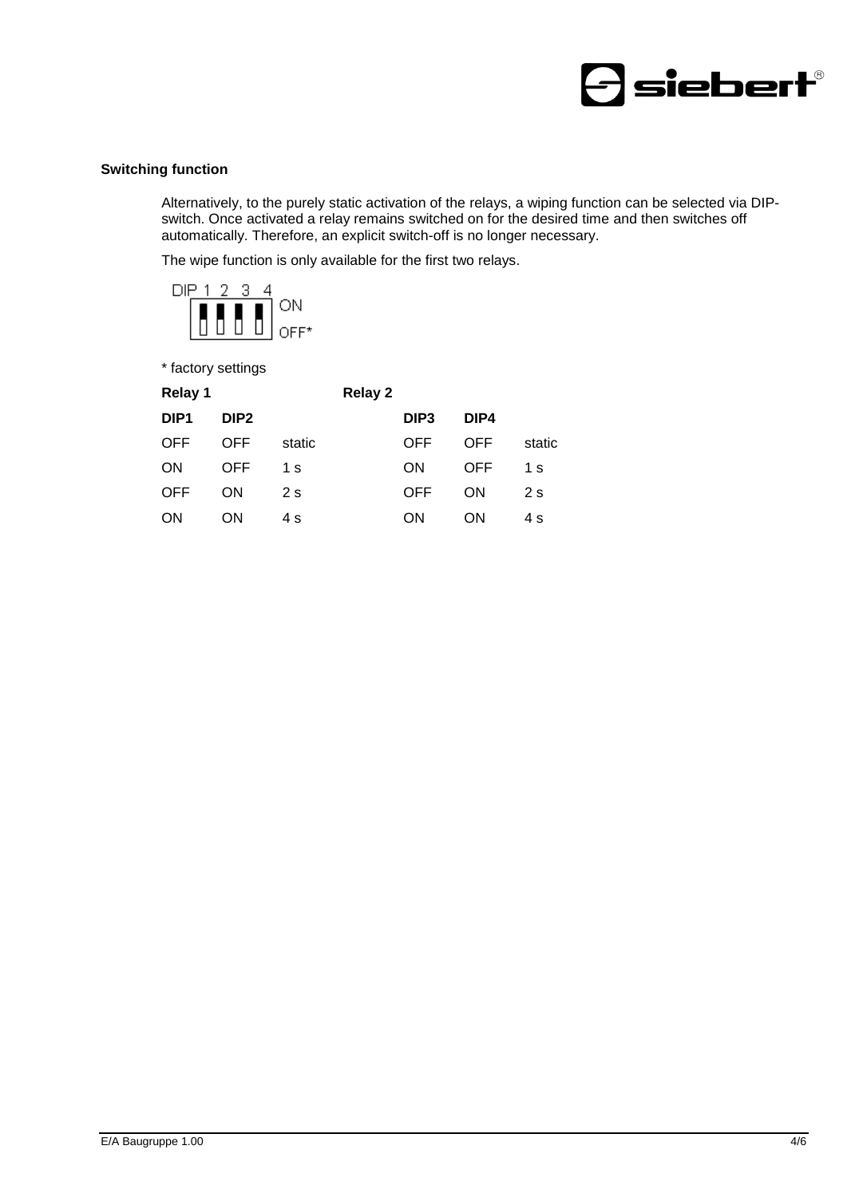### Switching function

Alternatively, to the purely static activation of the relays, a wiping function can be selected via DIP-switch. Once activated a relay remains switched on for the desired time and then switches off automatically. Therefore, an explicit switch-off is no longer necessary.

The wipe function is only available for the first two relays.

DIP 1 2 3 4 ON OFF*

* factory settings

| Relay 1 | | | Relay 2 | | |
|---|---|---|---|---|---|
| **DIP1** | **DIP2** | | **DIP3** | **DIP4** | |
| OFF | OFF | static | OFF | OFF | static |
| ON | OFF | 1 s | ON | OFF | 1 s |
| OFF | ON | 2 s | OFF | ON | 2 s |
| ON | ON | 4 s | ON | ON | 4 s |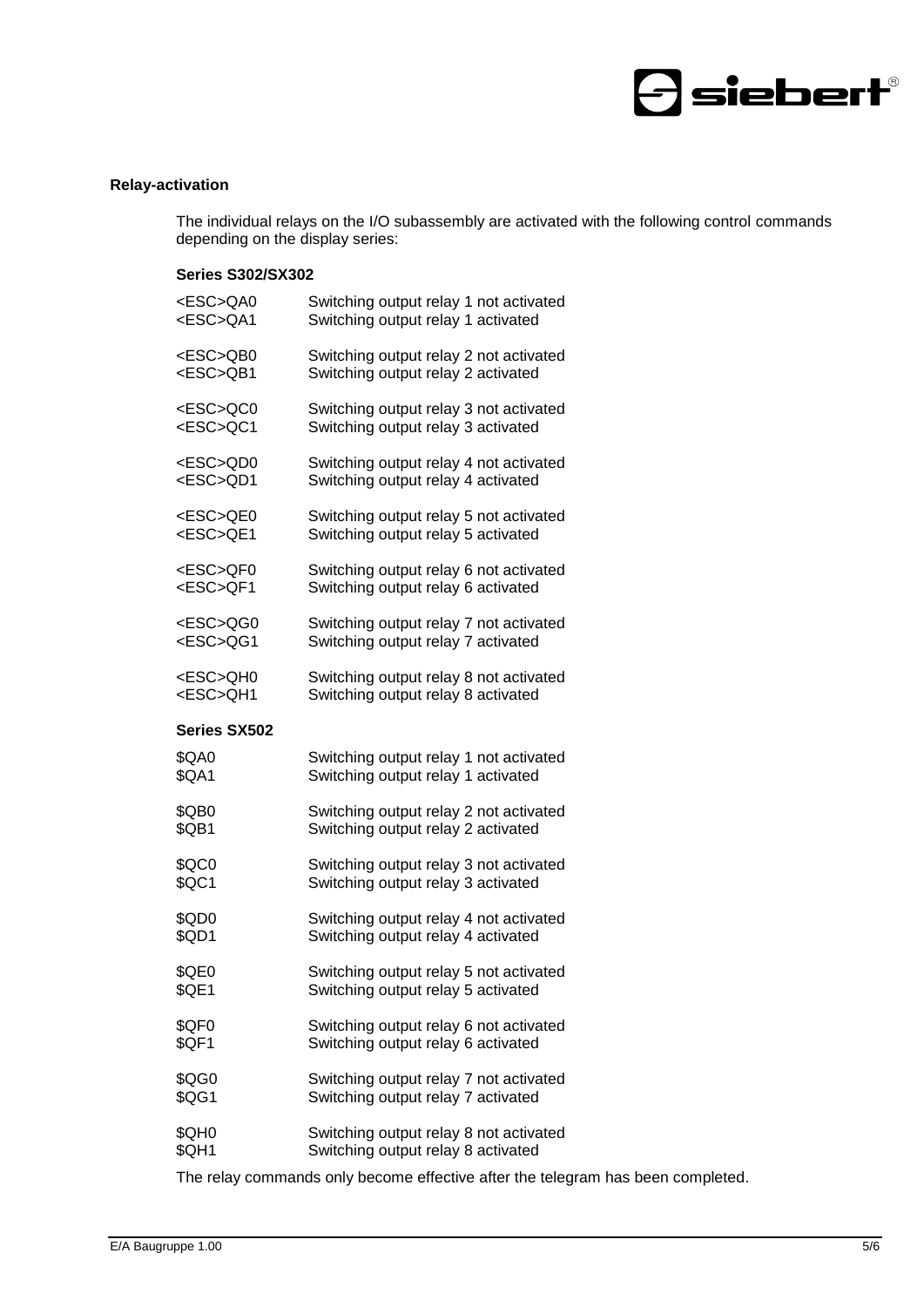### Relay-activation

The individual relays on the I/O subassembly are activated with the following control commands depending on the display series:

**Series S302/SX302**

<ESC>QA0    Switching output relay 1 not activated
<ESC>QA1    Switching output relay 1 activated

<ESC>QB0    Switching output relay 2 not activated
<ESC>QB1    Switching output relay 2 activated

<ESC>QC0    Switching output relay 3 not activated
<ESC>QC1    Switching output relay 3 activated

<ESC>QD0    Switching output relay 4 not activated
<ESC>QD1    Switching output relay 4 activated

<ESC>QE0    Switching output relay 5 not activated
<ESC>QE1    Switching output relay 5 activated

<ESC>QF0    Switching output relay 6 not activated
<ESC>QF1    Switching output relay 6 activated

<ESC>QG0    Switching output relay 7 not activated
<ESC>QG1    Switching output relay 7 activated

<ESC>QH0    Switching output relay 8 not activated
<ESC>QH1    Switching output relay 8 activated

**Series SX502**

$QA0    Switching output relay 1 not activated
$QA1    Switching output relay 1 activated

$QB0    Switching output relay 2 not activated
$QB1    Switching output relay 2 activated

$QC0    Switching output relay 3 not activated
$QC1    Switching output relay 3 activated

$QD0    Switching output relay 4 not activated
$QD1    Switching output relay 4 activated

$QE0    Switching output relay 5 not activated
$QE1    Switching output relay 5 activated

$QF0    Switching output relay 6 not activated
$QF1    Switching output relay 6 activated

$QG0    Switching output relay 7 not activated
$QG1    Switching output relay 7 activated

$QH0    Switching output relay 8 not activated
$QH1    Switching output relay 8 activated

The relay commands only become effective after the telegram has been completed.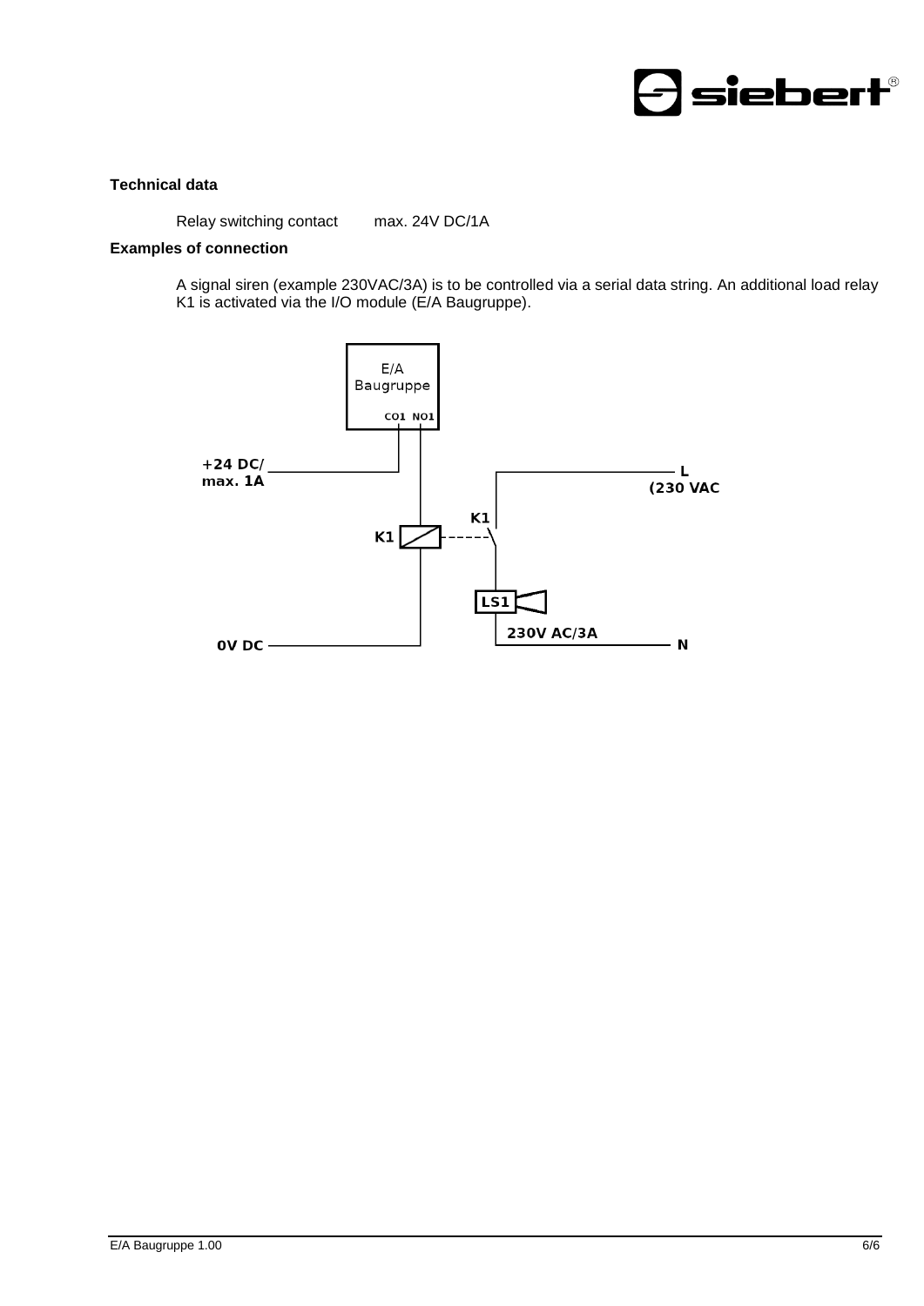**Technical data**

Relay switching contact max. 24V DC/1A

**Examples of connection**

A signal siren (example 230VAC/3A) is to be controlled via a serial data string. An additional load relay K1 is activated via the I/O module (E/A Baugruppe).

E/A
Baugruppe
CO1 NO1

+24 DC/
max. 1A

L
(230 VAC

K1

K1

LS1

230V AC/3A

0V DC

N